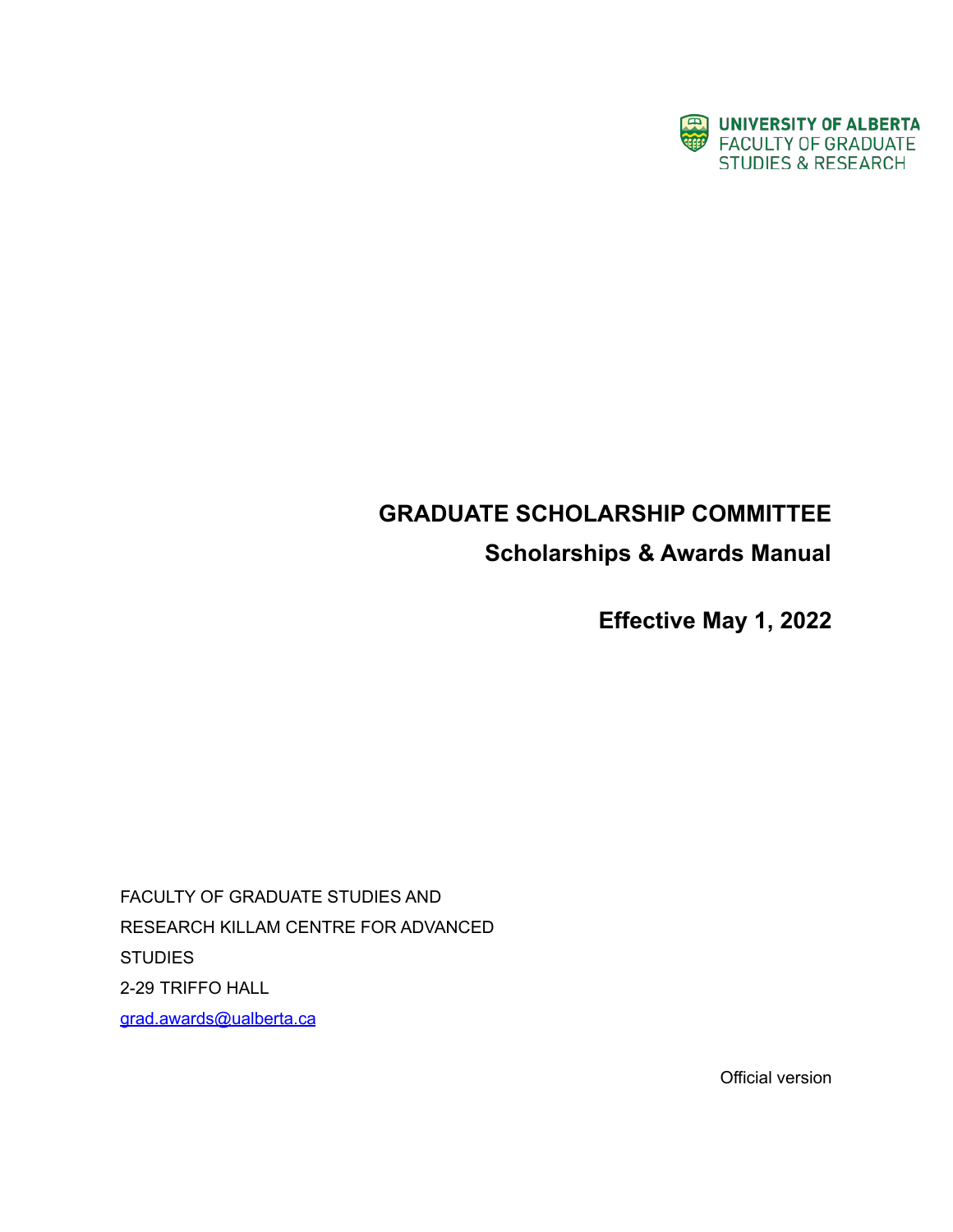UNIVERSITY OF ALBERTA
FACULTY OF GRADUATE STUDIES & RESEARCH

# GRADUATE SCHOLARSHIP COMMITTEE

## Scholarships & Awards Manual

## Effective May 1, 2022

FACULTY OF GRADUATE STUDIES AND RESEARCH KILLAM CENTRE FOR ADVANCED STUDIES
2-29 TRIFFO HALL
grad.awards@ualberta.ca

Official version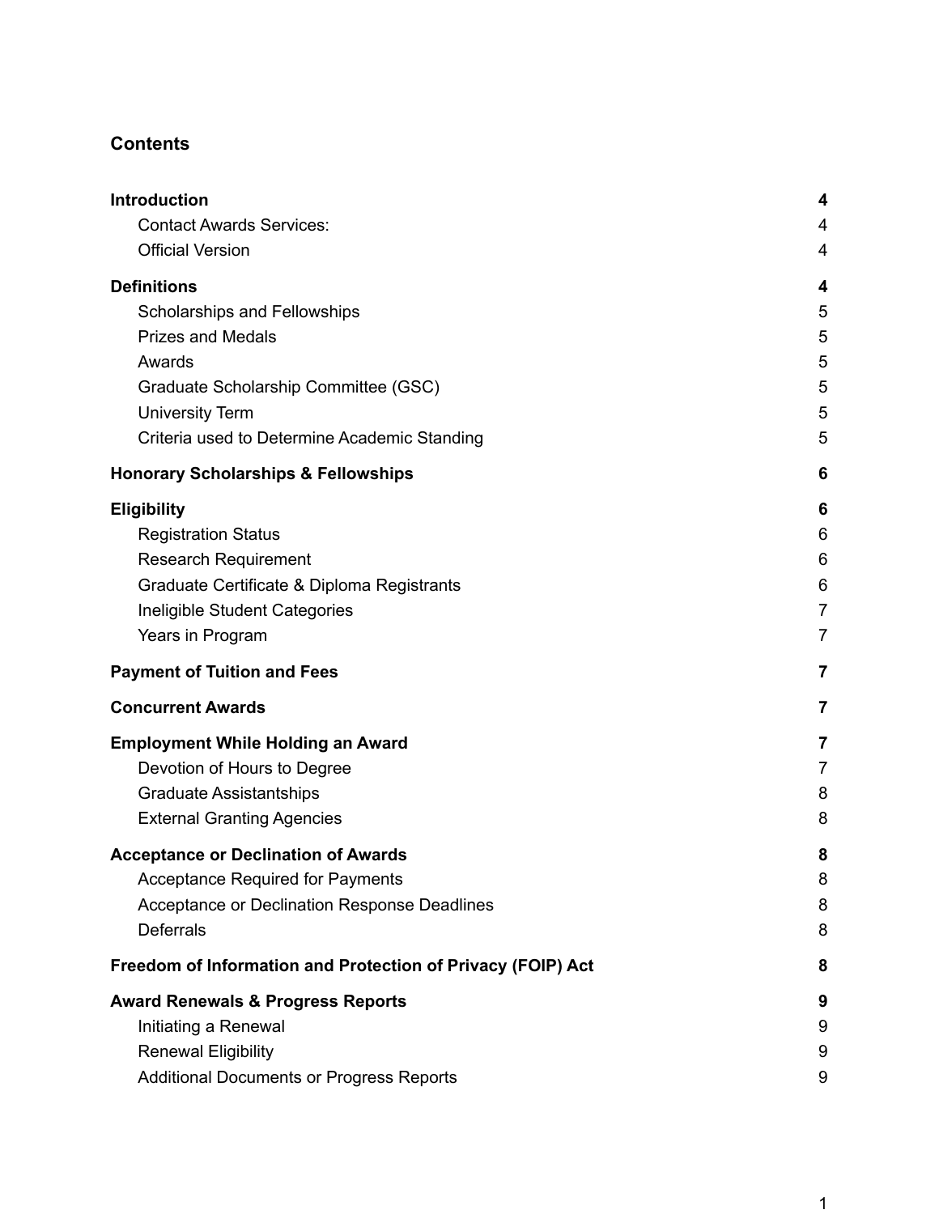## Contents

**Introduction** 4
- Contact Awards Services: 4
- Official Version 4

**Definitions** 4
- Scholarships and Fellowships 5
- Prizes and Medals 5
- Awards 5
- Graduate Scholarship Committee (GSC) 5
- University Term 5
- Criteria used to Determine Academic Standing 5

**Honorary Scholarships & Fellowships** 6

**Eligibility** 6
- Registration Status 6
- Research Requirement 6
- Graduate Certificate & Diploma Registrants 6
- Ineligible Student Categories 7
- Years in Program 7

**Payment of Tuition and Fees** 7

**Concurrent Awards** 7

**Employment While Holding an Award** 7
- Devotion of Hours to Degree 7
- Graduate Assistantships 8
- External Granting Agencies 8

**Acceptance or Declination of Awards** 8
- Acceptance Required for Payments 8
- Acceptance or Declination Response Deadlines 8
- Deferrals 8

**Freedom of Information and Protection of Privacy (FOIP) Act** 8

**Award Renewals & Progress Reports** 9
- Initiating a Renewal 9
- Renewal Eligibility 9
- Additional Documents or Progress Reports 9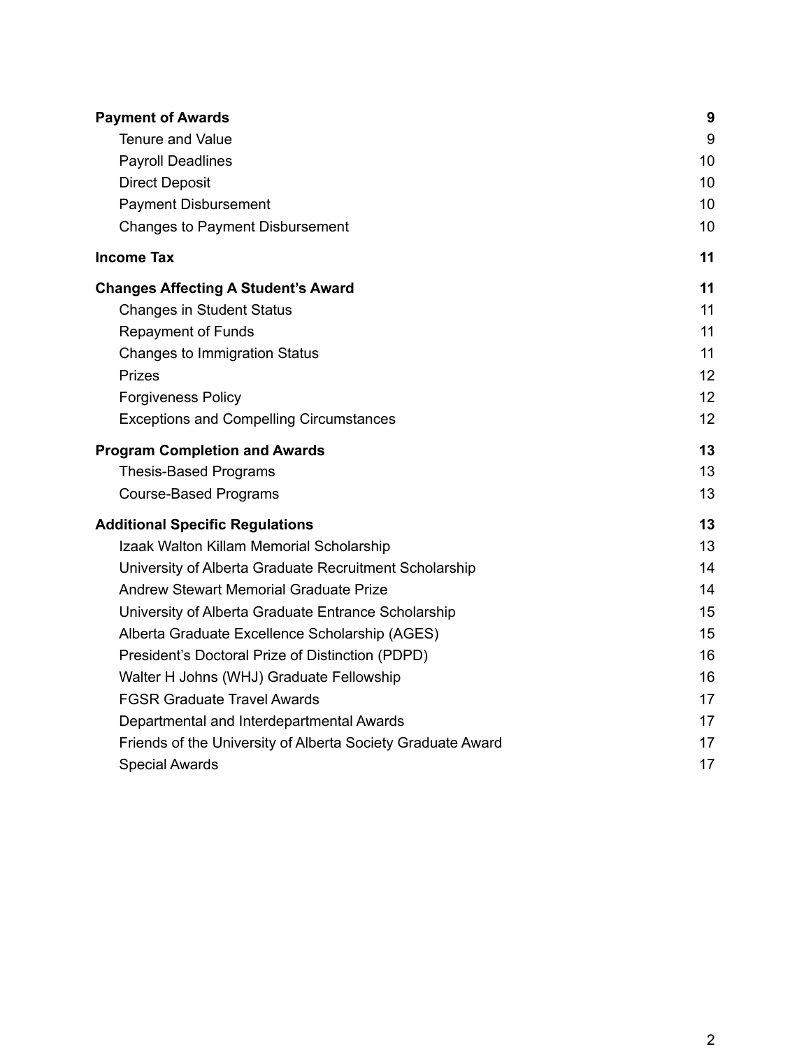| | |
|---|---|
| **Payment of Awards** | **9** |
| Tenure and Value | 9 |
| Payroll Deadlines | 10 |
| Direct Deposit | 10 |
| Payment Disbursement | 10 |
| Changes to Payment Disbursement | 10 |
| **Income Tax** | **11** |
| **Changes Affecting A Student's Award** | **11** |
| Changes in Student Status | 11 |
| Repayment of Funds | 11 |
| Changes to Immigration Status | 11 |
| Prizes | 12 |
| Forgiveness Policy | 12 |
| Exceptions and Compelling Circumstances | 12 |
| **Program Completion and Awards** | **13** |
| Thesis-Based Programs | 13 |
| Course-Based Programs | 13 |
| **Additional Specific Regulations** | **13** |
| Izaak Walton Killam Memorial Scholarship | 13 |
| University of Alberta Graduate Recruitment Scholarship | 14 |
| Andrew Stewart Memorial Graduate Prize | 14 |
| University of Alberta Graduate Entrance Scholarship | 15 |
| Alberta Graduate Excellence Scholarship (AGES) | 15 |
| President's Doctoral Prize of Distinction (PDPD) | 16 |
| Walter H Johns (WHJ) Graduate Fellowship | 16 |
| FGSR Graduate Travel Awards | 17 |
| Departmental and Interdepartmental Awards | 17 |
| Friends of the University of Alberta Society Graduate Award | 17 |
| Special Awards | 17 |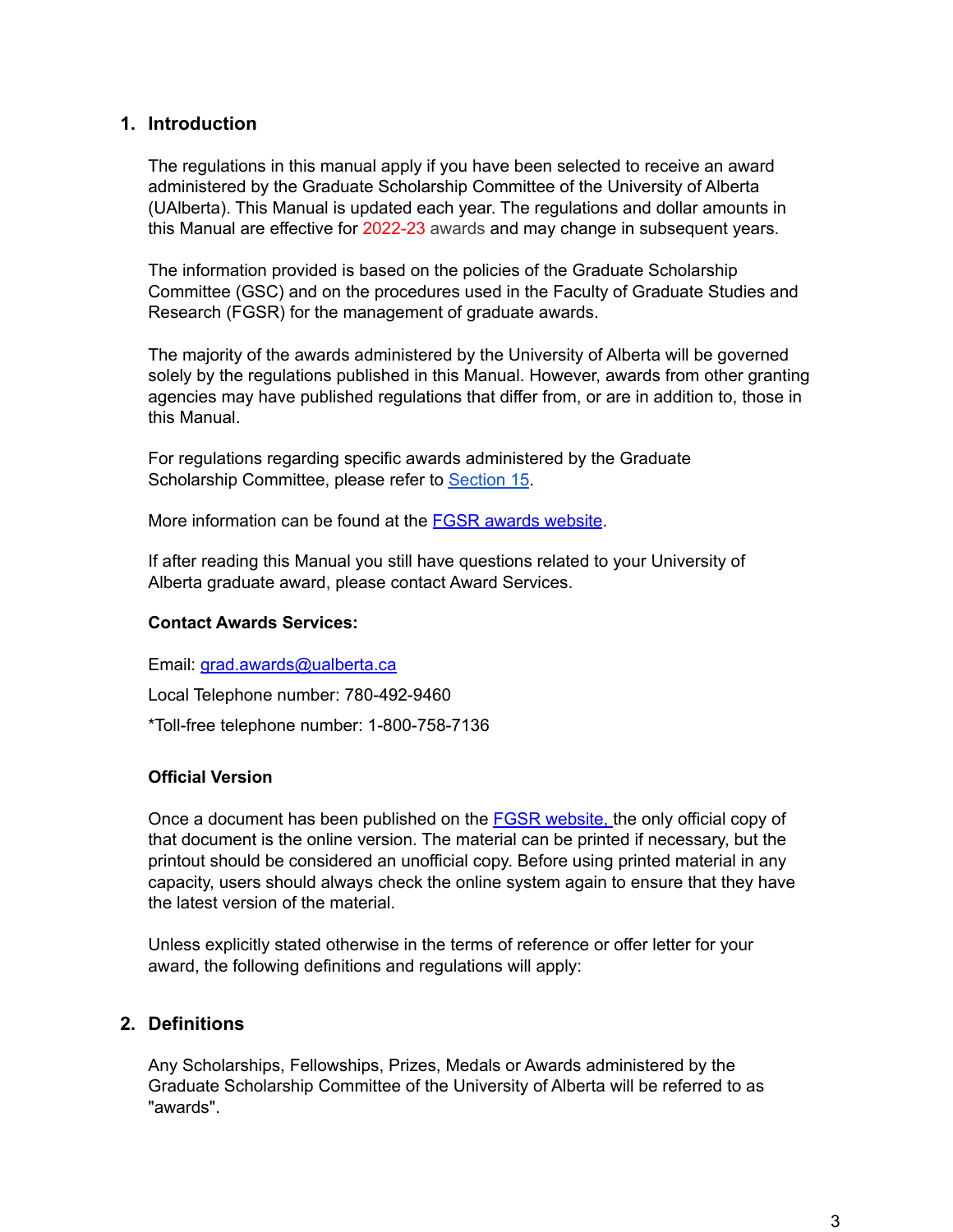## 1. Introduction

The regulations in this manual apply if you have been selected to receive an award administered by the Graduate Scholarship Committee of the University of Alberta (UAlberta). This Manual is updated each year. The regulations and dollar amounts in this Manual are effective for 2022-23 awards and may change in subsequent years.

The information provided is based on the policies of the Graduate Scholarship Committee (GSC) and on the procedures used in the Faculty of Graduate Studies and Research (FGSR) for the management of graduate awards.

The majority of the awards administered by the University of Alberta will be governed solely by the regulations published in this Manual. However, awards from other granting agencies may have published regulations that differ from, or are in addition to, those in this Manual.

For regulations regarding specific awards administered by the Graduate Scholarship Committee, please refer to Section 15.

More information can be found at the FGSR awards website.

If after reading this Manual you still have questions related to your University of Alberta graduate award, please contact Award Services.

**Contact Awards Services:**

Email: grad.awards@ualberta.ca

Local Telephone number: 780-492-9460

*Toll-free telephone number: 1-800-758-7136

**Official Version**

Once a document has been published on the FGSR website, the only official copy of that document is the online version. The material can be printed if necessary, but the printout should be considered an unofficial copy. Before using printed material in any capacity, users should always check the online system again to ensure that they have the latest version of the material.

Unless explicitly stated otherwise in the terms of reference or offer letter for your award, the following definitions and regulations will apply:

## 2. Definitions

Any Scholarships, Fellowships, Prizes, Medals or Awards administered by the Graduate Scholarship Committee of the University of Alberta will be referred to as "awards".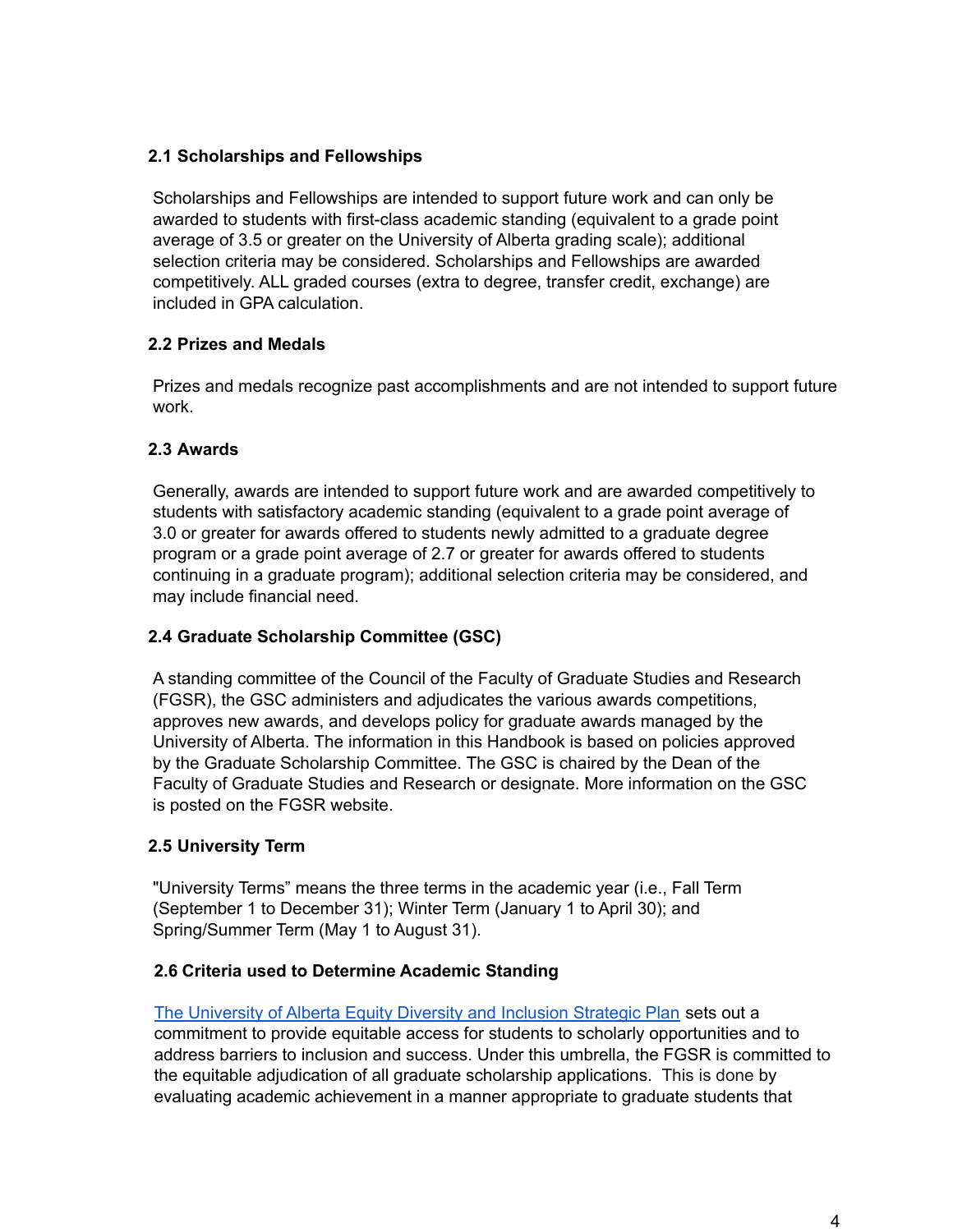### 2.1 Scholarships and Fellowships

Scholarships and Fellowships are intended to support future work and can only be awarded to students with first-class academic standing (equivalent to a grade point average of 3.5 or greater on the University of Alberta grading scale); additional selection criteria may be considered. Scholarships and Fellowships are awarded competitively. ALL graded courses (extra to degree, transfer credit, exchange) are included in GPA calculation.

### 2.2 Prizes and Medals

Prizes and medals recognize past accomplishments and are not intended to support future work.

### 2.3 Awards

Generally, awards are intended to support future work and are awarded competitively to students with satisfactory academic standing (equivalent to a grade point average of 3.0 or greater for awards offered to students newly admitted to a graduate degree program or a grade point average of 2.7 or greater for awards offered to students continuing in a graduate program); additional selection criteria may be considered, and may include financial need.

### 2.4 Graduate Scholarship Committee (GSC)

A standing committee of the Council of the Faculty of Graduate Studies and Research (FGSR), the GSC administers and adjudicates the various awards competitions, approves new awards, and develops policy for graduate awards managed by the University of Alberta. The information in this Handbook is based on policies approved by the Graduate Scholarship Committee. The GSC is chaired by the Dean of the Faculty of Graduate Studies and Research or designate. More information on the GSC is posted on the FGSR website.

### 2.5 University Term

"University Terms" means the three terms in the academic year (i.e., Fall Term (September 1 to December 31); Winter Term (January 1 to April 30); and Spring/Summer Term (May 1 to August 31).

### 2.6 Criteria used to Determine Academic Standing

The University of Alberta Equity Diversity and Inclusion Strategic Plan sets out a commitment to provide equitable access for students to scholarly opportunities and to address barriers to inclusion and success. Under this umbrella, the FGSR is committed to the equitable adjudication of all graduate scholarship applications. This is done by evaluating academic achievement in a manner appropriate to graduate students that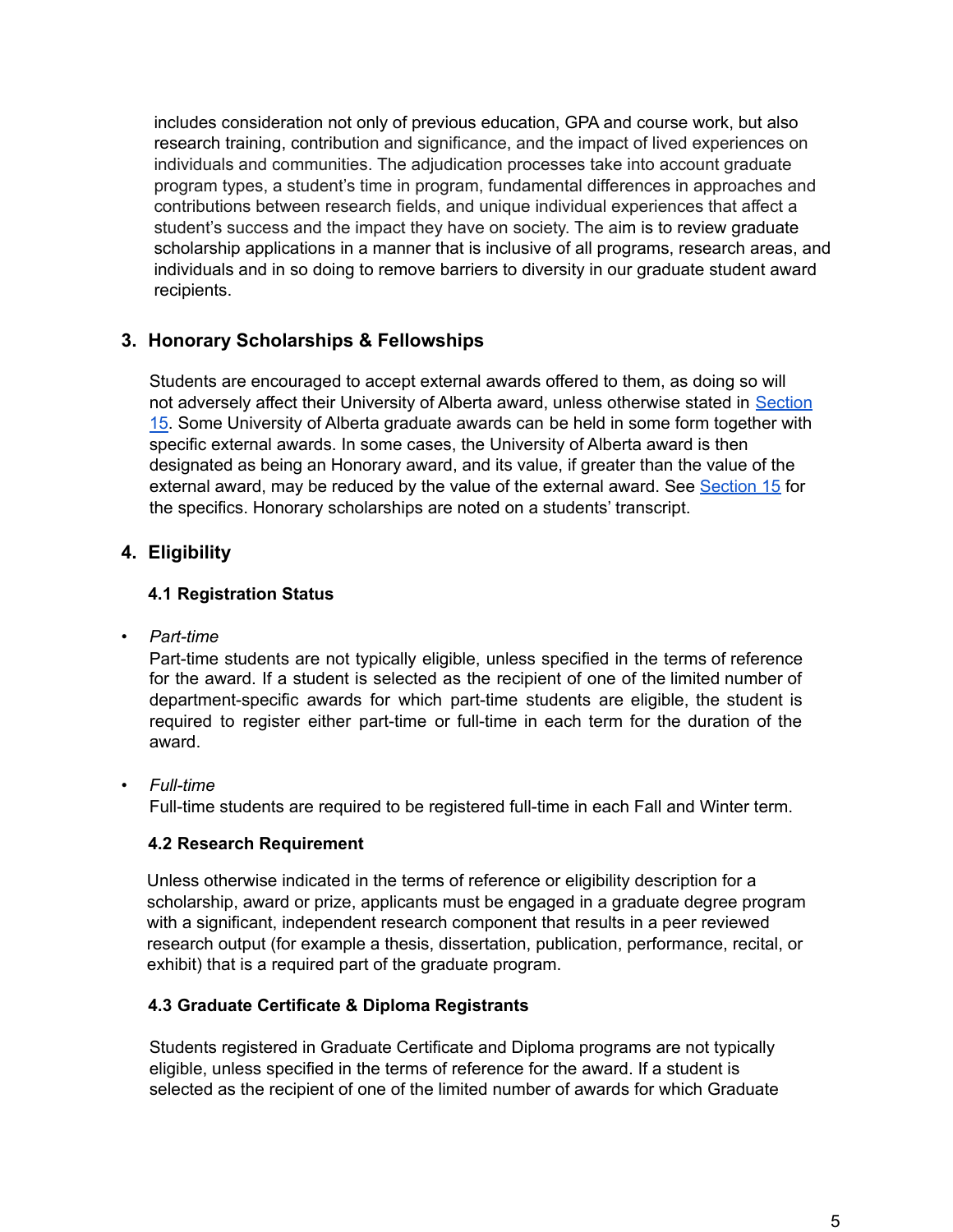includes consideration not only of previous education, GPA and course work, but also research training, contribution and significance, and the impact of lived experiences on individuals and communities. The adjudication processes take into account graduate program types, a student's time in program, fundamental differences in approaches and contributions between research fields, and unique individual experiences that affect a student's success and the impact they have on society. The aim is to review graduate scholarship applications in a manner that is inclusive of all programs, research areas, and individuals and in so doing to remove barriers to diversity in our graduate student award recipients.

## 3. Honorary Scholarships & Fellowships

Students are encouraged to accept external awards offered to them, as doing so will not adversely affect their University of Alberta award, unless otherwise stated in Section 15. Some University of Alberta graduate awards can be held in some form together with specific external awards. In some cases, the University of Alberta award is then designated as being an Honorary award, and its value, if greater than the value of the external award, may be reduced by the value of the external award. See Section 15 for the specifics. Honorary scholarships are noted on a students' transcript.

## 4. Eligibility

### 4.1 Registration Status

- *Part-time*
  Part-time students are not typically eligible, unless specified in the terms of reference for the award. If a student is selected as the recipient of one of the limited number of department-specific awards for which part-time students are eligible, the student is required to register either part-time or full-time in each term for the duration of the award.

- *Full-time*
  Full-time students are required to be registered full-time in each Fall and Winter term.

### 4.2 Research Requirement

Unless otherwise indicated in the terms of reference or eligibility description for a scholarship, award or prize, applicants must be engaged in a graduate degree program with a significant, independent research component that results in a peer reviewed research output (for example a thesis, dissertation, publication, performance, recital, or exhibit) that is a required part of the graduate program.

### 4.3 Graduate Certificate & Diploma Registrants

Students registered in Graduate Certificate and Diploma programs are not typically eligible, unless specified in the terms of reference for the award. If a student is selected as the recipient of one of the limited number of awards for which Graduate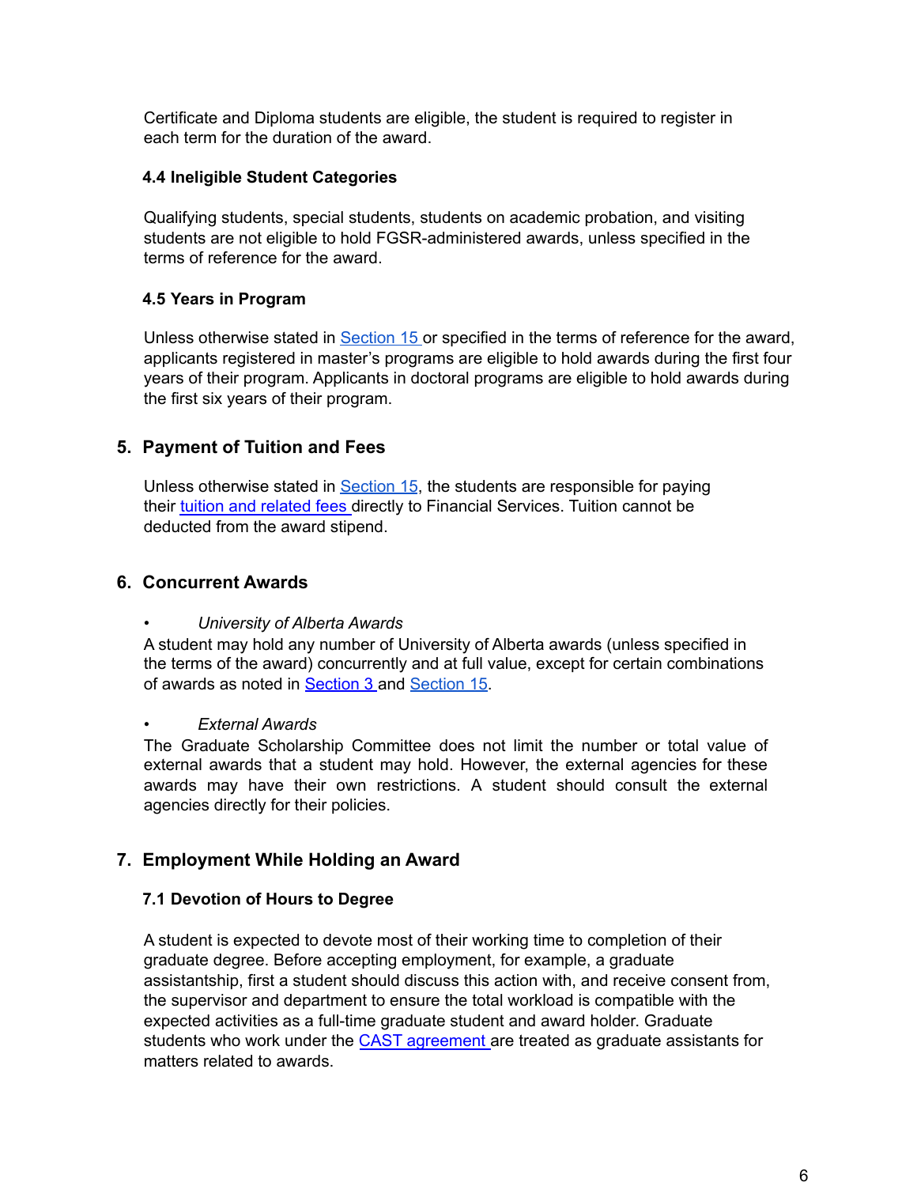Certificate and Diploma students are eligible, the student is required to register in each term for the duration of the award.

### 4.4 Ineligible Student Categories

Qualifying students, special students, students on academic probation, and visiting students are not eligible to hold FGSR-administered awards, unless specified in the terms of reference for the award.

### 4.5 Years in Program

Unless otherwise stated in Section 15 or specified in the terms of reference for the award, applicants registered in master's programs are eligible to hold awards during the first four years of their program. Applicants in doctoral programs are eligible to hold awards during the first six years of their program.

## 5. Payment of Tuition and Fees

Unless otherwise stated in Section 15, the students are responsible for paying their tuition and related fees directly to Financial Services. Tuition cannot be deducted from the award stipend.

## 6. Concurrent Awards

- *University of Alberta Awards*

A student may hold any number of University of Alberta awards (unless specified in the terms of the award) concurrently and at full value, except for certain combinations of awards as noted in Section 3 and Section 15.

- *External Awards*

The Graduate Scholarship Committee does not limit the number or total value of external awards that a student may hold. However, the external agencies for these awards may have their own restrictions. A student should consult the external agencies directly for their policies.

## 7. Employment While Holding an Award

### 7.1 Devotion of Hours to Degree

A student is expected to devote most of their working time to completion of their graduate degree. Before accepting employment, for example, a graduate assistantship, first a student should discuss this action with, and receive consent from, the supervisor and department to ensure the total workload is compatible with the expected activities as a full-time graduate student and award holder. Graduate students who work under the CAST agreement are treated as graduate assistants for matters related to awards.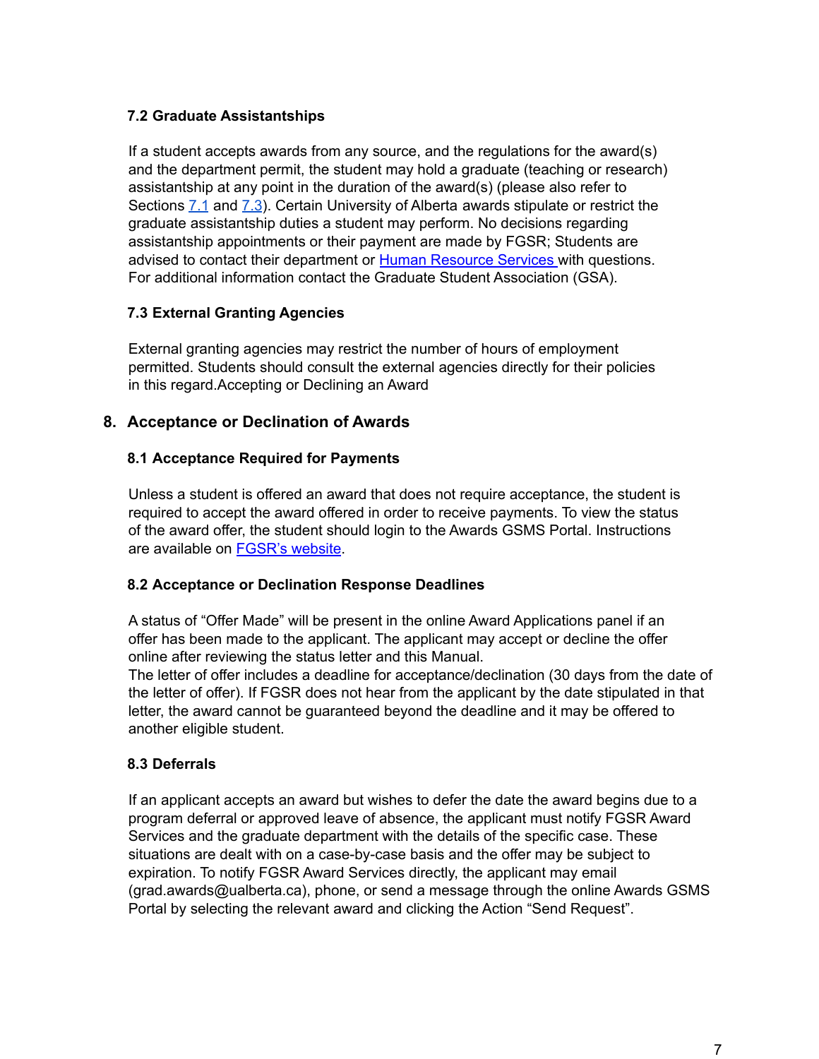### 7.2 Graduate Assistantships

If a student accepts awards from any source, and the regulations for the award(s) and the department permit, the student may hold a graduate (teaching or research) assistantship at any point in the duration of the award(s) (please also refer to Sections [7.1](#) and [7.3](#)). Certain University of Alberta awards stipulate or restrict the graduate assistantship duties a student may perform. No decisions regarding assistantship appointments or their payment are made by FGSR; Students are advised to contact their department or [Human Resource Services](#) with questions. For additional information contact the Graduate Student Association (GSA).

### 7.3 External Granting Agencies

External granting agencies may restrict the number of hours of employment permitted. Students should consult the external agencies directly for their policies in this regard.Accepting or Declining an Award

## 8. Acceptance or Declination of Awards

### 8.1 Acceptance Required for Payments

Unless a student is offered an award that does not require acceptance, the student is required to accept the award offered in order to receive payments. To view the status of the award offer, the student should login to the Awards GSMS Portal. Instructions are available on [FGSR's website](#).

### 8.2 Acceptance or Declination Response Deadlines

A status of "Offer Made" will be present in the online Award Applications panel if an offer has been made to the applicant. The applicant may accept or decline the offer online after reviewing the status letter and this Manual.
The letter of offer includes a deadline for acceptance/declination (30 days from the date of the letter of offer). If FGSR does not hear from the applicant by the date stipulated in that letter, the award cannot be guaranteed beyond the deadline and it may be offered to another eligible student.

### 8.3 Deferrals

If an applicant accepts an award but wishes to defer the date the award begins due to a program deferral or approved leave of absence, the applicant must notify FGSR Award Services and the graduate department with the details of the specific case. These situations are dealt with on a case-by-case basis and the offer may be subject to expiration. To notify FGSR Award Services directly, the applicant may email (grad.awards@ualberta.ca), phone, or send a message through the online Awards GSMS Portal by selecting the relevant award and clicking the Action "Send Request".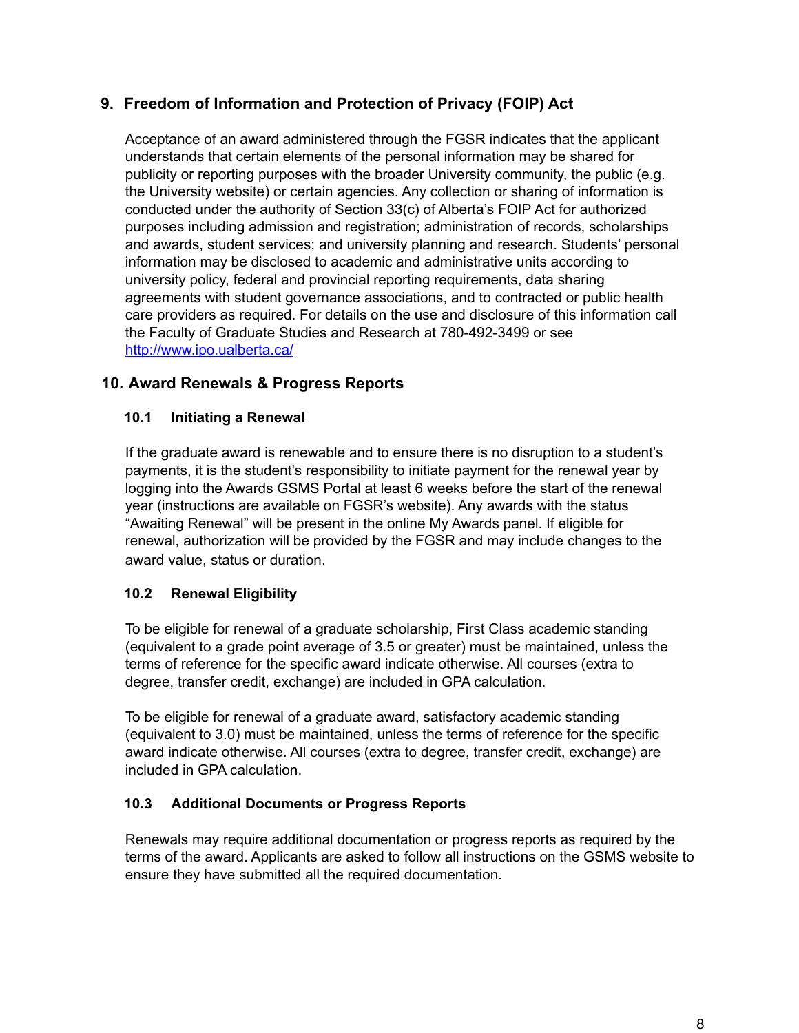## 9. Freedom of Information and Protection of Privacy (FOIP) Act

Acceptance of an award administered through the FGSR indicates that the applicant understands that certain elements of the personal information may be shared for publicity or reporting purposes with the broader University community, the public (e.g. the University website) or certain agencies. Any collection or sharing of information is conducted under the authority of Section 33(c) of Alberta's FOIP Act for authorized purposes including admission and registration; administration of records, scholarships and awards, student services; and university planning and research. Students' personal information may be disclosed to academic and administrative units according to university policy, federal and provincial reporting requirements, data sharing agreements with student governance associations, and to contracted or public health care providers as required. For details on the use and disclosure of this information call the Faculty of Graduate Studies and Research at 780-492-3499 or see [http://www.ipo.ualberta.ca/](http://www.ipo.ualberta.ca/)

## 10. Award Renewals & Progress Reports

### 10.1 Initiating a Renewal

If the graduate award is renewable and to ensure there is no disruption to a student's payments, it is the student's responsibility to initiate payment for the renewal year by logging into the Awards GSMS Portal at least 6 weeks before the start of the renewal year (instructions are available on FGSR's website). Any awards with the status "Awaiting Renewal" will be present in the online My Awards panel. If eligible for renewal, authorization will be provided by the FGSR and may include changes to the award value, status or duration.

### 10.2 Renewal Eligibility

To be eligible for renewal of a graduate scholarship, First Class academic standing (equivalent to a grade point average of 3.5 or greater) must be maintained, unless the terms of reference for the specific award indicate otherwise. All courses (extra to degree, transfer credit, exchange) are included in GPA calculation.

To be eligible for renewal of a graduate award, satisfactory academic standing (equivalent to 3.0) must be maintained, unless the terms of reference for the specific award indicate otherwise. All courses (extra to degree, transfer credit, exchange) are included in GPA calculation.

### 10.3 Additional Documents or Progress Reports

Renewals may require additional documentation or progress reports as required by the terms of the award. Applicants are asked to follow all instructions on the GSMS website to ensure they have submitted all the required documentation.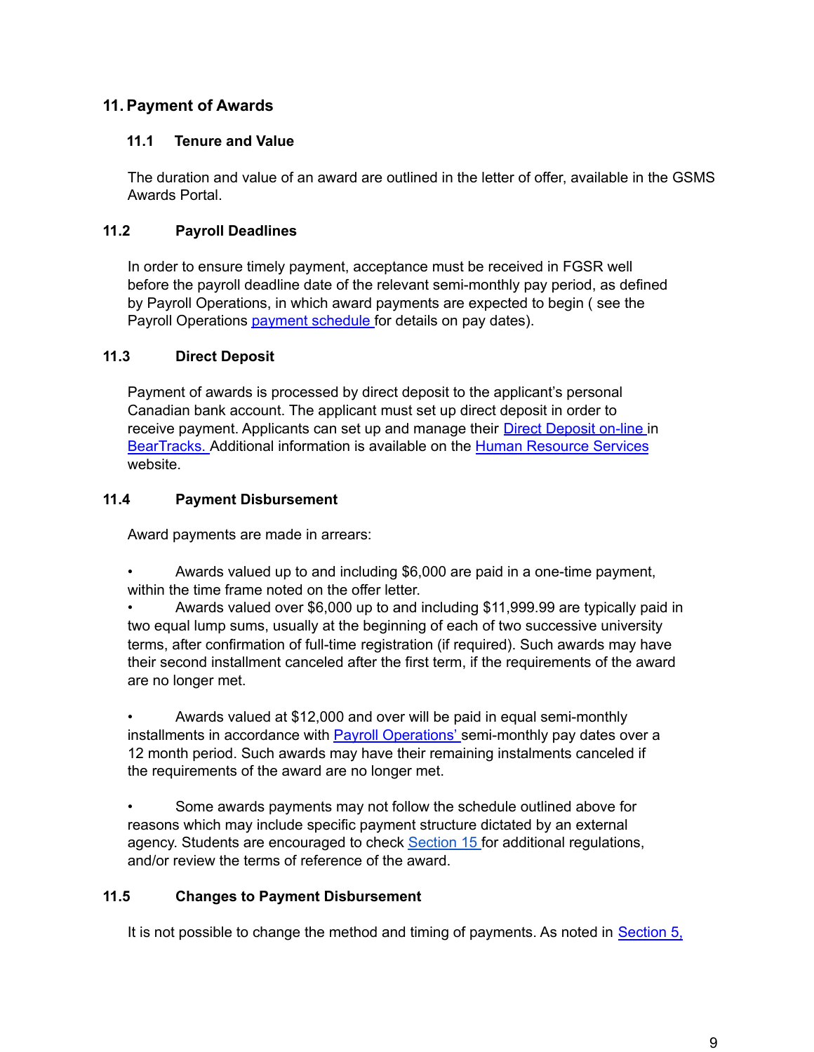## 11. Payment of Awards

### 11.1 Tenure and Value

The duration and value of an award are outlined in the letter of offer, available in the GSMS Awards Portal.

### 11.2 Payroll Deadlines

In order to ensure timely payment, acceptance must be received in FGSR well before the payroll deadline date of the relevant semi-monthly pay period, as defined by Payroll Operations, in which award payments are expected to begin ( see the Payroll Operations payment schedule for details on pay dates).

### 11.3 Direct Deposit

Payment of awards is processed by direct deposit to the applicant's personal Canadian bank account. The applicant must set up direct deposit in order to receive payment. Applicants can set up and manage their Direct Deposit on-line in BearTracks. Additional information is available on the Human Resource Services website.

### 11.4 Payment Disbursement

Award payments are made in arrears:

- Awards valued up to and including $6,000 are paid in a one-time payment, within the time frame noted on the offer letter.
- Awards valued over $6,000 up to and including $11,999.99 are typically paid in two equal lump sums, usually at the beginning of each of two successive university terms, after confirmation of full-time registration (if required). Such awards may have their second installment canceled after the first term, if the requirements of the award are no longer met.
- Awards valued at $12,000 and over will be paid in equal semi-monthly installments in accordance with Payroll Operations' semi-monthly pay dates over a 12 month period. Such awards may have their remaining instalments canceled if the requirements of the award are no longer met.
- Some awards payments may not follow the schedule outlined above for reasons which may include specific payment structure dictated by an external agency. Students are encouraged to check Section 15 for additional regulations, and/or review the terms of reference of the award.

### 11.5 Changes to Payment Disbursement

It is not possible to change the method and timing of payments. As noted in Section 5,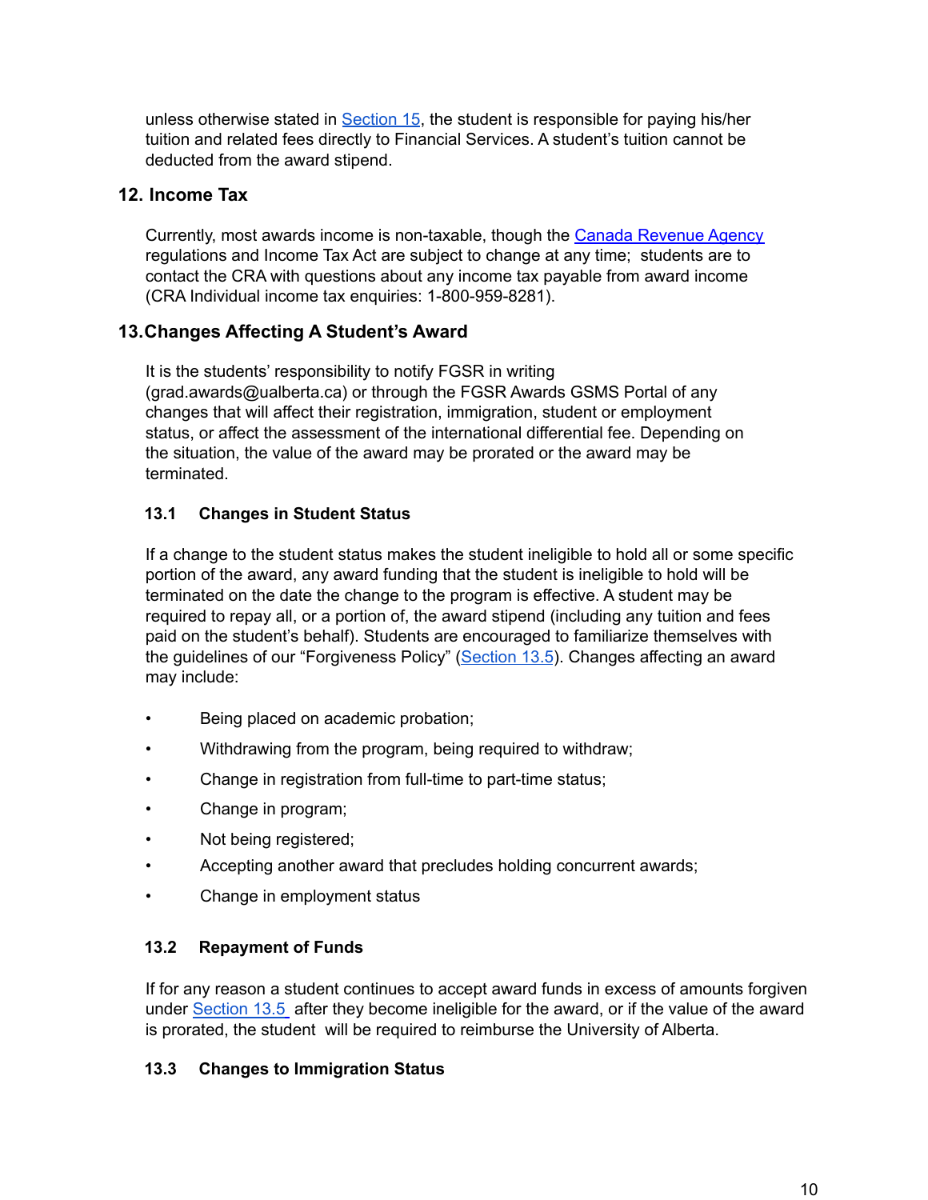unless otherwise stated in Section 15, the student is responsible for paying his/her tuition and related fees directly to Financial Services. A student's tuition cannot be deducted from the award stipend.

## 12. Income Tax

Currently, most awards income is non-taxable, though the Canada Revenue Agency regulations and Income Tax Act are subject to change at any time; students are to contact the CRA with questions about any income tax payable from award income (CRA Individual income tax enquiries: 1-800-959-8281).

## 13.Changes Affecting A Student's Award

It is the students' responsibility to notify FGSR in writing (grad.awards@ualberta.ca) or through the FGSR Awards GSMS Portal of any changes that will affect their registration, immigration, student or employment status, or affect the assessment of the international differential fee. Depending on the situation, the value of the award may be prorated or the award may be terminated.

### 13.1 Changes in Student Status

If a change to the student status makes the student ineligible to hold all or some specific portion of the award, any award funding that the student is ineligible to hold will be terminated on the date the change to the program is effective. A student may be required to repay all, or a portion of, the award stipend (including any tuition and fees paid on the student's behalf). Students are encouraged to familiarize themselves with the guidelines of our "Forgiveness Policy" (Section 13.5). Changes affecting an award may include:

- Being placed on academic probation;
- Withdrawing from the program, being required to withdraw;
- Change in registration from full-time to part-time status;
- Change in program;
- Not being registered;
- Accepting another award that precludes holding concurrent awards;
- Change in employment status

### 13.2 Repayment of Funds

If for any reason a student continues to accept award funds in excess of amounts forgiven under Section 13.5 after they become ineligible for the award, or if the value of the award is prorated, the student will be required to reimburse the University of Alberta.

### 13.3 Changes to Immigration Status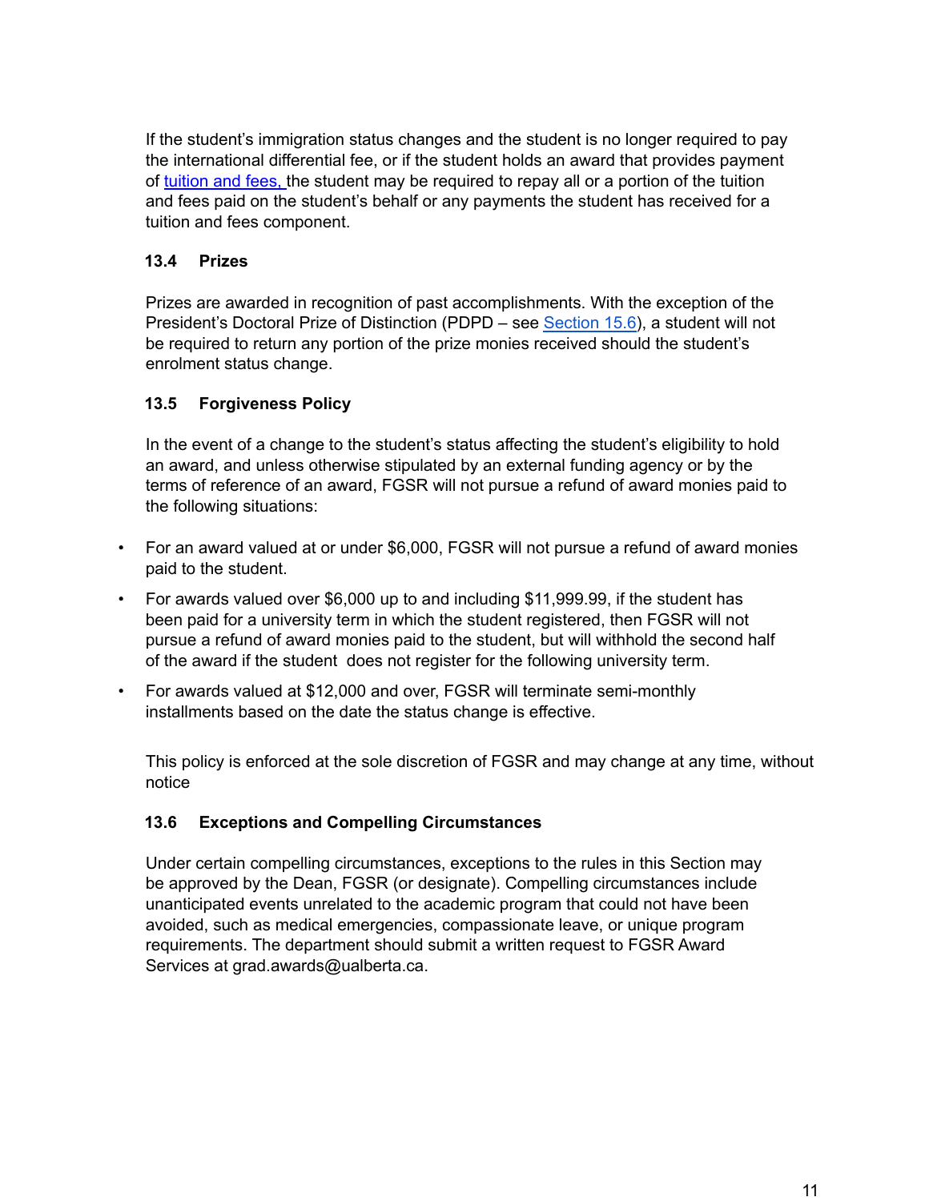If the student's immigration status changes and the student is no longer required to pay the international differential fee, or if the student holds an award that provides payment of [tuition and fees,](#) the student may be required to repay all or a portion of the tuition and fees paid on the student's behalf or any payments the student has received for a tuition and fees component.

### 13.4 Prizes

Prizes are awarded in recognition of past accomplishments. With the exception of the President's Doctoral Prize of Distinction (PDPD – see [Section 15.6](#)), a student will not be required to return any portion of the prize monies received should the student's enrolment status change.

### 13.5 Forgiveness Policy

In the event of a change to the student's status affecting the student's eligibility to hold an award, and unless otherwise stipulated by an external funding agency or by the terms of reference of an award, FGSR will not pursue a refund of award monies paid to the following situations:

- For an award valued at or under $6,000, FGSR will not pursue a refund of award monies paid to the student.
- For awards valued over $6,000 up to and including $11,999.99, if the student has been paid for a university term in which the student registered, then FGSR will not pursue a refund of award monies paid to the student, but will withhold the second half of the award if the student does not register for the following university term.
- For awards valued at $12,000 and over, FGSR will terminate semi-monthly installments based on the date the status change is effective.

This policy is enforced at the sole discretion of FGSR and may change at any time, without notice

### 13.6 Exceptions and Compelling Circumstances

Under certain compelling circumstances, exceptions to the rules in this Section may be approved by the Dean, FGSR (or designate). Compelling circumstances include unanticipated events unrelated to the academic program that could not have been avoided, such as medical emergencies, compassionate leave, or unique program requirements. The department should submit a written request to FGSR Award Services at grad.awards@ualberta.ca.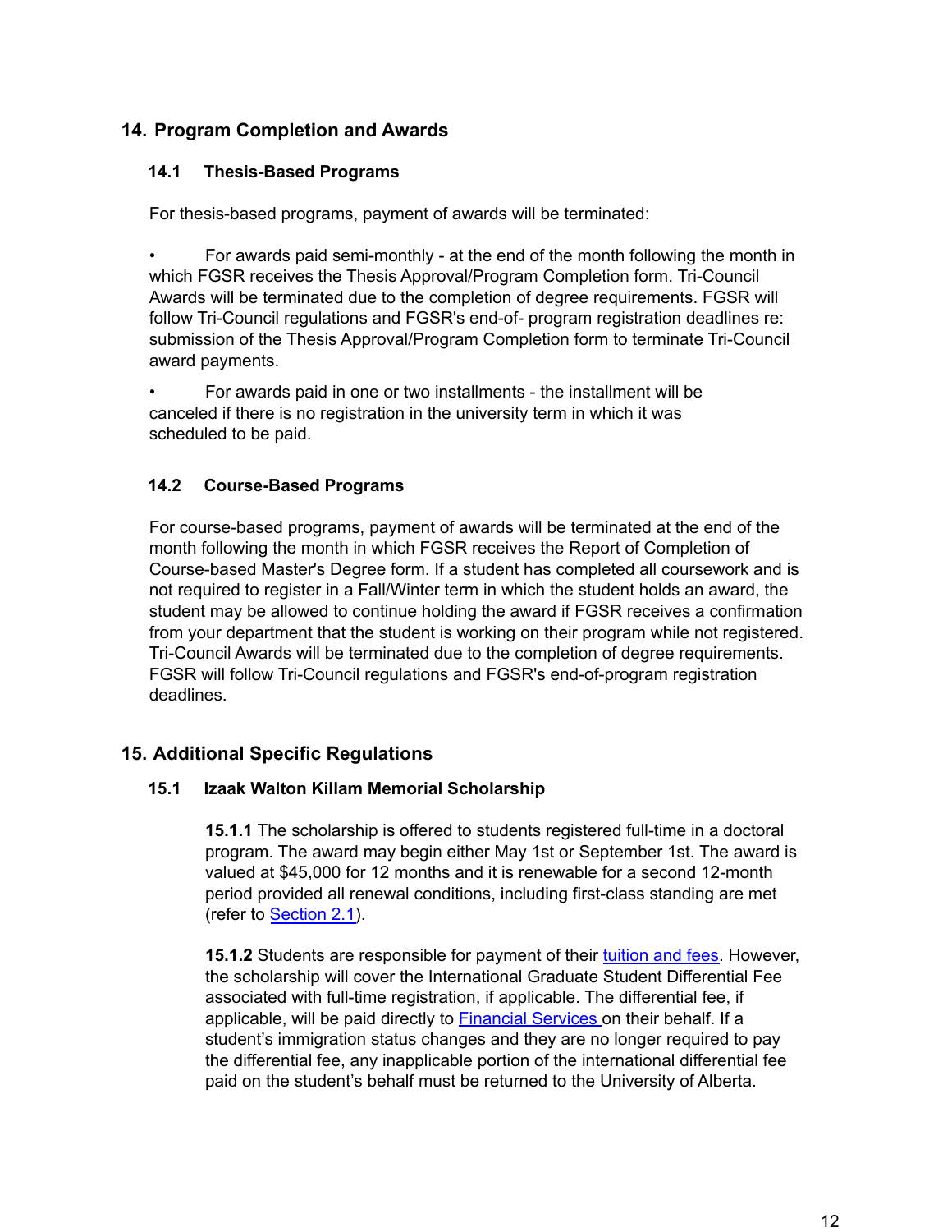## 14. Program Completion and Awards

### 14.1 Thesis-Based Programs

For thesis-based programs, payment of awards will be terminated:

- For awards paid semi-monthly - at the end of the month following the month in which FGSR receives the Thesis Approval/Program Completion form. Tri-Council Awards will be terminated due to the completion of degree requirements. FGSR will follow Tri-Council regulations and FGSR's end-of- program registration deadlines re: submission of the Thesis Approval/Program Completion form to terminate Tri-Council award payments.
- For awards paid in one or two installments - the installment will be canceled if there is no registration in the university term in which it was scheduled to be paid.

### 14.2 Course-Based Programs

For course-based programs, payment of awards will be terminated at the end of the month following the month in which FGSR receives the Report of Completion of Course-based Master's Degree form. If a student has completed all coursework and is not required to register in a Fall/Winter term in which the student holds an award, the student may be allowed to continue holding the award if FGSR receives a confirmation from your department that the student is working on their program while not registered. Tri-Council Awards will be terminated due to the completion of degree requirements. FGSR will follow Tri-Council regulations and FGSR's end-of-program registration deadlines.

## 15. Additional Specific Regulations

### 15.1 Izaak Walton Killam Memorial Scholarship

**15.1.1** The scholarship is offered to students registered full-time in a doctoral program. The award may begin either May 1st or September 1st. The award is valued at $45,000 for 12 months and it is renewable for a second 12-month period provided all renewal conditions, including first-class standing are met (refer to Section 2.1).

**15.1.2** Students are responsible for payment of their tuition and fees. However, the scholarship will cover the International Graduate Student Differential Fee associated with full-time registration, if applicable. The differential fee, if applicable, will be paid directly to Financial Services on their behalf. If a student's immigration status changes and they are no longer required to pay the differential fee, any inapplicable portion of the international differential fee paid on the student's behalf must be returned to the University of Alberta.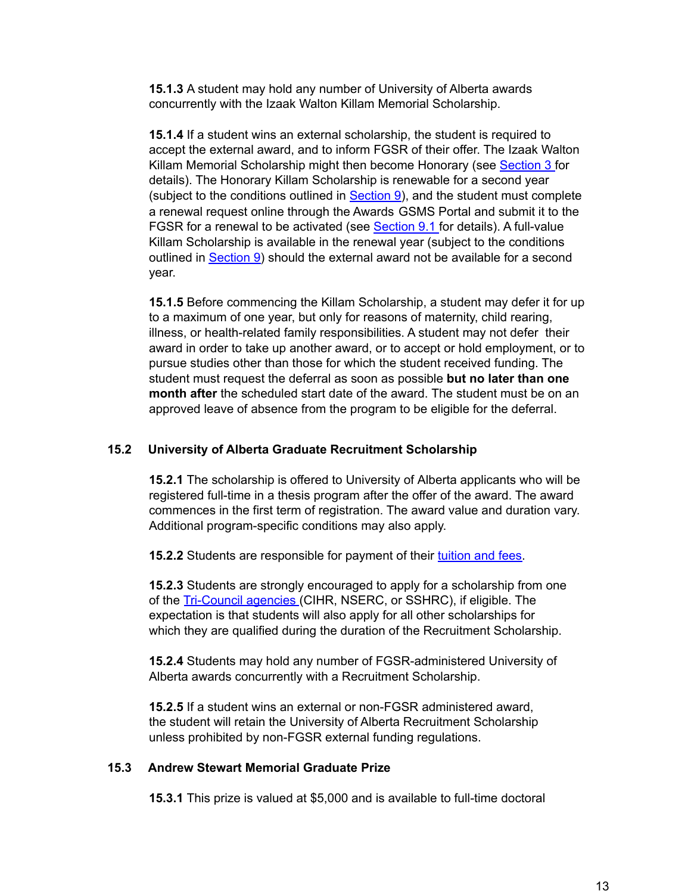**15.1.3** A student may hold any number of University of Alberta awards concurrently with the Izaak Walton Killam Memorial Scholarship.

**15.1.4** If a student wins an external scholarship, the student is required to accept the external award, and to inform FGSR of their offer. The Izaak Walton Killam Memorial Scholarship might then become Honorary (see Section 3 for details). The Honorary Killam Scholarship is renewable for a second year (subject to the conditions outlined in Section 9), and the student must complete a renewal request online through the Awards GSMS Portal and submit it to the FGSR for a renewal to be activated (see Section 9.1 for details). A full-value Killam Scholarship is available in the renewal year (subject to the conditions outlined in Section 9) should the external award not be available for a second year.

**15.1.5** Before commencing the Killam Scholarship, a student may defer it for up to a maximum of one year, but only for reasons of maternity, child rearing, illness, or health-related family responsibilities. A student may not defer their award in order to take up another award, or to accept or hold employment, or to pursue studies other than those for which the student received funding. The student must request the deferral as soon as possible **but no later than one month after** the scheduled start date of the award. The student must be on an approved leave of absence from the program to be eligible for the deferral.

### 15.2 University of Alberta Graduate Recruitment Scholarship

**15.2.1** The scholarship is offered to University of Alberta applicants who will be registered full-time in a thesis program after the offer of the award. The award commences in the first term of registration. The award value and duration vary. Additional program-specific conditions may also apply.

**15.2.2** Students are responsible for payment of their tuition and fees.

**15.2.3** Students are strongly encouraged to apply for a scholarship from one of the Tri-Council agencies (CIHR, NSERC, or SSHRC), if eligible. The expectation is that students will also apply for all other scholarships for which they are qualified during the duration of the Recruitment Scholarship.

**15.2.4** Students may hold any number of FGSR-administered University of Alberta awards concurrently with a Recruitment Scholarship.

**15.2.5** If a student wins an external or non-FGSR administered award, the student will retain the University of Alberta Recruitment Scholarship unless prohibited by non-FGSR external funding regulations.

### 15.3 Andrew Stewart Memorial Graduate Prize

**15.3.1** This prize is valued at $5,000 and is available to full-time doctoral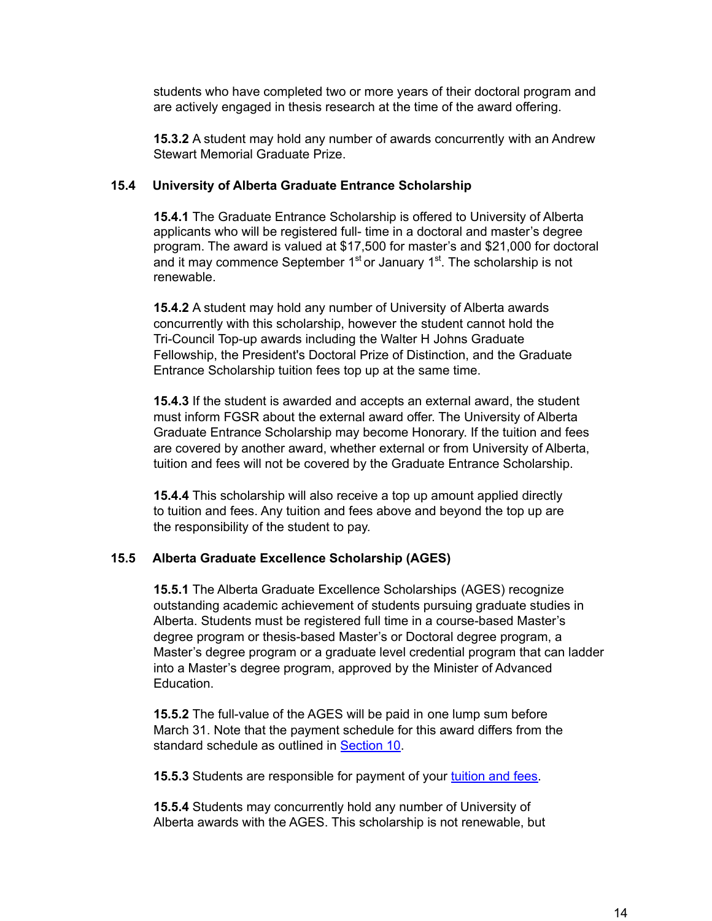students who have completed two or more years of their doctoral program and are actively engaged in thesis research at the time of the award offering.

**15.3.2** A student may hold any number of awards concurrently with an Andrew Stewart Memorial Graduate Prize.

### 15.4 University of Alberta Graduate Entrance Scholarship

**15.4.1** The Graduate Entrance Scholarship is offered to University of Alberta applicants who will be registered full- time in a doctoral and master's degree program. The award is valued at $17,500 for master's and $21,000 for doctoral and it may commence September 1st or January 1st. The scholarship is not renewable.

**15.4.2** A student may hold any number of University of Alberta awards concurrently with this scholarship, however the student cannot hold the Tri-Council Top-up awards including the Walter H Johns Graduate Fellowship, the President's Doctoral Prize of Distinction, and the Graduate Entrance Scholarship tuition fees top up at the same time.

**15.4.3** If the student is awarded and accepts an external award, the student must inform FGSR about the external award offer. The University of Alberta Graduate Entrance Scholarship may become Honorary. If the tuition and fees are covered by another award, whether external or from University of Alberta, tuition and fees will not be covered by the Graduate Entrance Scholarship.

**15.4.4** This scholarship will also receive a top up amount applied directly to tuition and fees. Any tuition and fees above and beyond the top up are the responsibility of the student to pay.

### 15.5 Alberta Graduate Excellence Scholarship (AGES)

**15.5.1** The Alberta Graduate Excellence Scholarships (AGES) recognize outstanding academic achievement of students pursuing graduate studies in Alberta. Students must be registered full time in a course-based Master's degree program or thesis-based Master's or Doctoral degree program, a Master's degree program or a graduate level credential program that can ladder into a Master's degree program, approved by the Minister of Advanced Education.

**15.5.2** The full-value of the AGES will be paid in one lump sum before March 31. Note that the payment schedule for this award differs from the standard schedule as outlined in Section 10.

**15.5.3** Students are responsible for payment of your tuition and fees.

**15.5.4** Students may concurrently hold any number of University of Alberta awards with the AGES. This scholarship is not renewable, but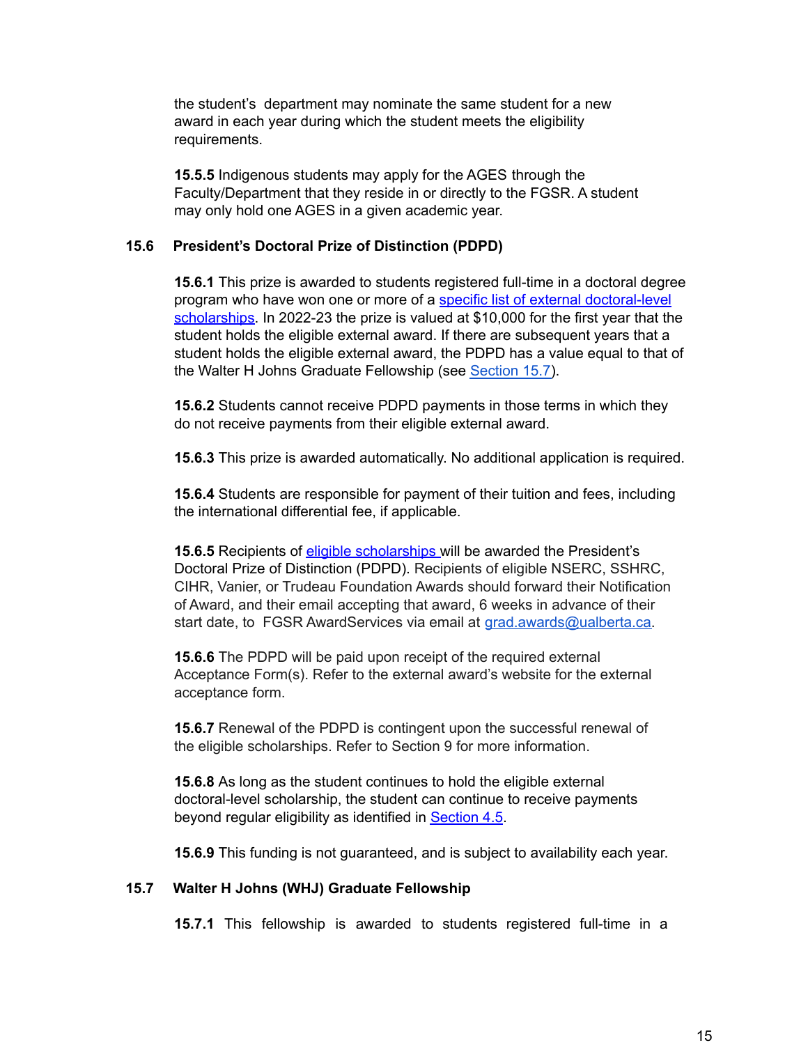the student's department may nominate the same student for a new award in each year during which the student meets the eligibility requirements.

**15.5.5** Indigenous students may apply for the AGES through the Faculty/Department that they reside in or directly to the FGSR. A student may only hold one AGES in a given academic year.

### 15.6 President's Doctoral Prize of Distinction (PDPD)

**15.6.1** This prize is awarded to students registered full-time in a doctoral degree program who have won one or more of a specific list of external doctoral-level scholarships. In 2022-23 the prize is valued at $10,000 for the first year that the student holds the eligible external award. If there are subsequent years that a student holds the eligible external award, the PDPD has a value equal to that of the Walter H Johns Graduate Fellowship (see Section 15.7).

**15.6.2** Students cannot receive PDPD payments in those terms in which they do not receive payments from their eligible external award.

**15.6.3** This prize is awarded automatically. No additional application is required.

**15.6.4** Students are responsible for payment of their tuition and fees, including the international differential fee, if applicable.

**15.6.5** Recipients of eligible scholarships will be awarded the President's Doctoral Prize of Distinction (PDPD). Recipients of eligible NSERC, SSHRC, CIHR, Vanier, or Trudeau Foundation Awards should forward their Notification of Award, and their email accepting that award, 6 weeks in advance of their start date, to FGSR AwardServices via email at grad.awards@ualberta.ca.

**15.6.6** The PDPD will be paid upon receipt of the required external Acceptance Form(s). Refer to the external award's website for the external acceptance form.

**15.6.7** Renewal of the PDPD is contingent upon the successful renewal of the eligible scholarships. Refer to Section 9 for more information.

**15.6.8** As long as the student continues to hold the eligible external doctoral-level scholarship, the student can continue to receive payments beyond regular eligibility as identified in Section 4.5.

**15.6.9** This funding is not guaranteed, and is subject to availability each year.

### 15.7 Walter H Johns (WHJ) Graduate Fellowship

**15.7.1** This fellowship is awarded to students registered full-time in a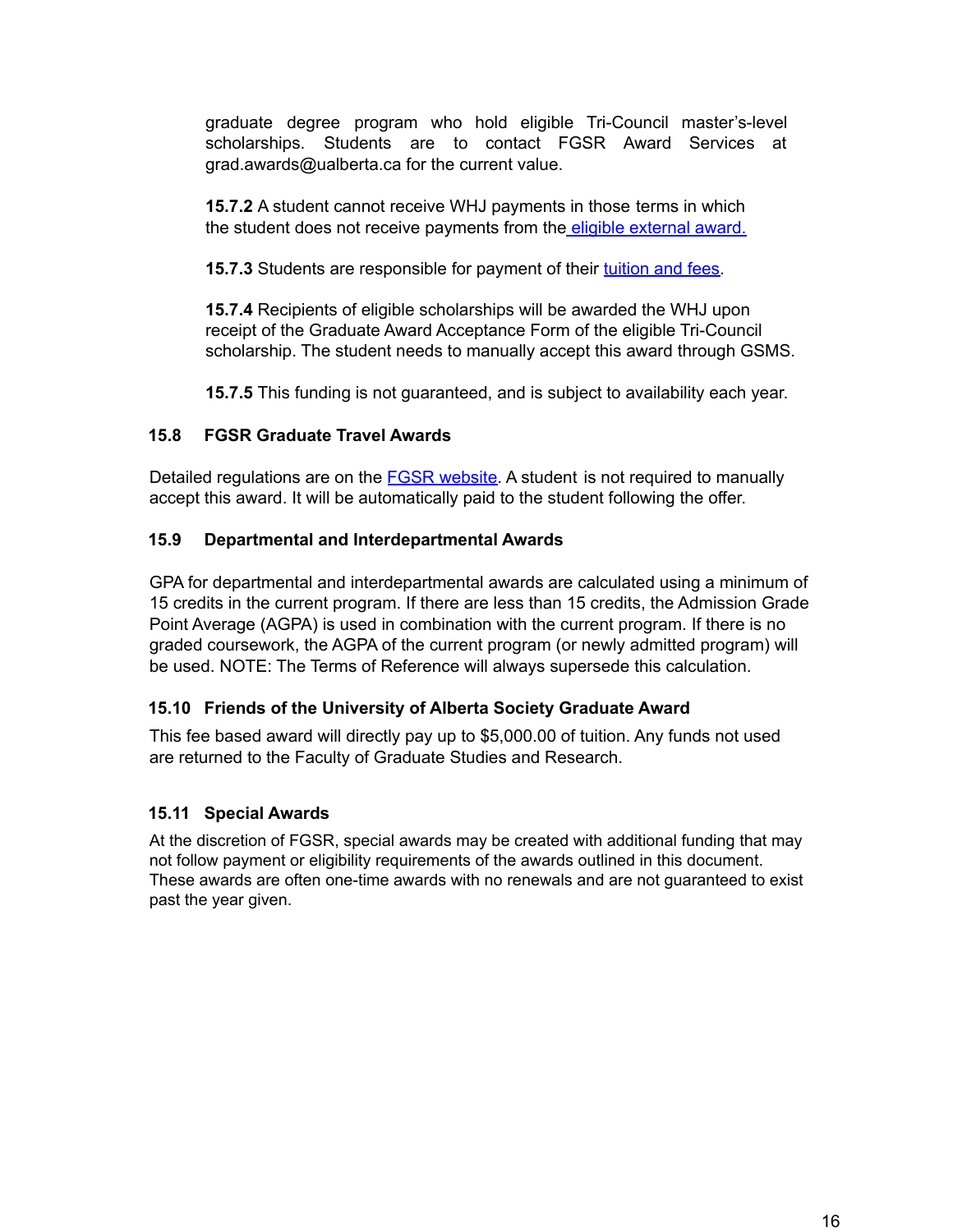graduate degree program who hold eligible Tri-Council master's-level scholarships. Students are to contact FGSR Award Services at grad.awards@ualberta.ca for the current value.

**15.7.2** A student cannot receive WHJ payments in those terms in which the student does not receive payments from the eligible external award.

**15.7.3** Students are responsible for payment of their tuition and fees.

**15.7.4** Recipients of eligible scholarships will be awarded the WHJ upon receipt of the Graduate Award Acceptance Form of the eligible Tri-Council scholarship. The student needs to manually accept this award through GSMS.

**15.7.5** This funding is not guaranteed, and is subject to availability each year.

### 15.8 FGSR Graduate Travel Awards

Detailed regulations are on the FGSR website. A student is not required to manually accept this award. It will be automatically paid to the student following the offer.

### 15.9 Departmental and Interdepartmental Awards

GPA for departmental and interdepartmental awards are calculated using a minimum of 15 credits in the current program. If there are less than 15 credits, the Admission Grade Point Average (AGPA) is used in combination with the current program. If there is no graded coursework, the AGPA of the current program (or newly admitted program) will be used. NOTE: The Terms of Reference will always supersede this calculation.

### 15.10 Friends of the University of Alberta Society Graduate Award

This fee based award will directly pay up to $5,000.00 of tuition. Any funds not used are returned to the Faculty of Graduate Studies and Research.

### 15.11 Special Awards

At the discretion of FGSR, special awards may be created with additional funding that may not follow payment or eligibility requirements of the awards outlined in this document. These awards are often one-time awards with no renewals and are not guaranteed to exist past the year given.